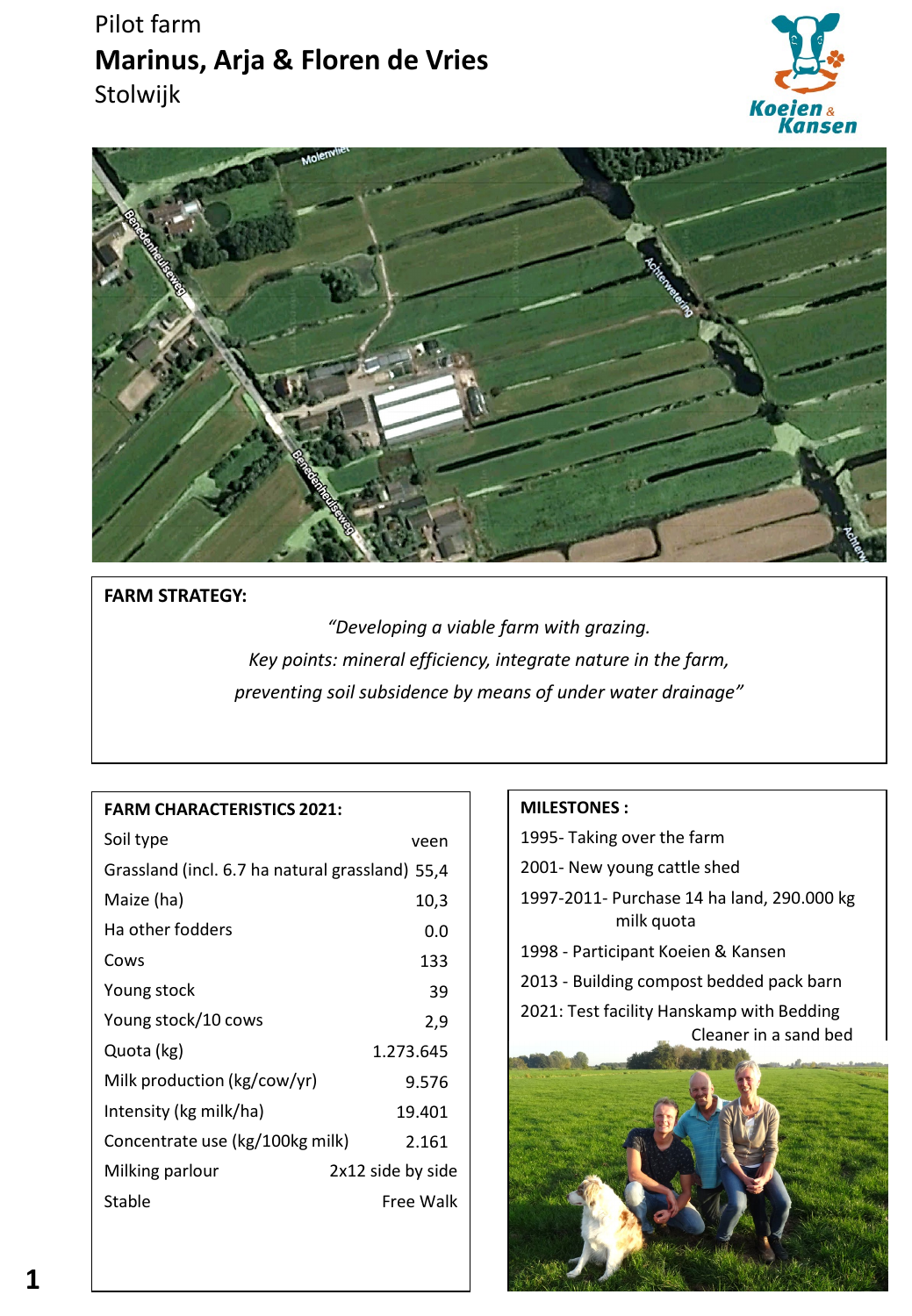Pilot farm

# Marinus, Arja & Floren de Vries

Stolwijk

**FARM STRATEGY:**

*"Developing a viable farm with grazing.*
*Key points: mineral efficiency, integrate nature in the farm,*
*preventing soil subsidence by means of under water drainage"*

**FARM CHARACTERISTICS 2021:**

| | |
|---|---|
| Soil type | veen |
| Grassland (incl. 6.7 ha natural grassland) | 55,4 |
| Maize (ha) | 10,3 |
| Ha other fodders | 0.0 |
| Cows | 133 |
| Young stock | 39 |
| Young stock/10 cows | 2,9 |
| Quota (kg) | 1.273.645 |
| Milk production (kg/cow/yr) | 9.576 |
| Intensity (kg milk/ha) | 19.401 |
| Concentrate use (kg/100kg milk) | 2.161 |
| Milking parlour | 2x12 side by side |
| Stable | Free Walk |

**MILESTONES :**

1995- Taking over the farm

2001- New young cattle shed

1997-2011- Purchase 14 ha land, 290.000 kg milk quota

1998 - Participant Koeien & Kansen

2013 - Building compost bedded pack barn

2021: Test facility Hanskamp with Bedding Cleaner in a sand bed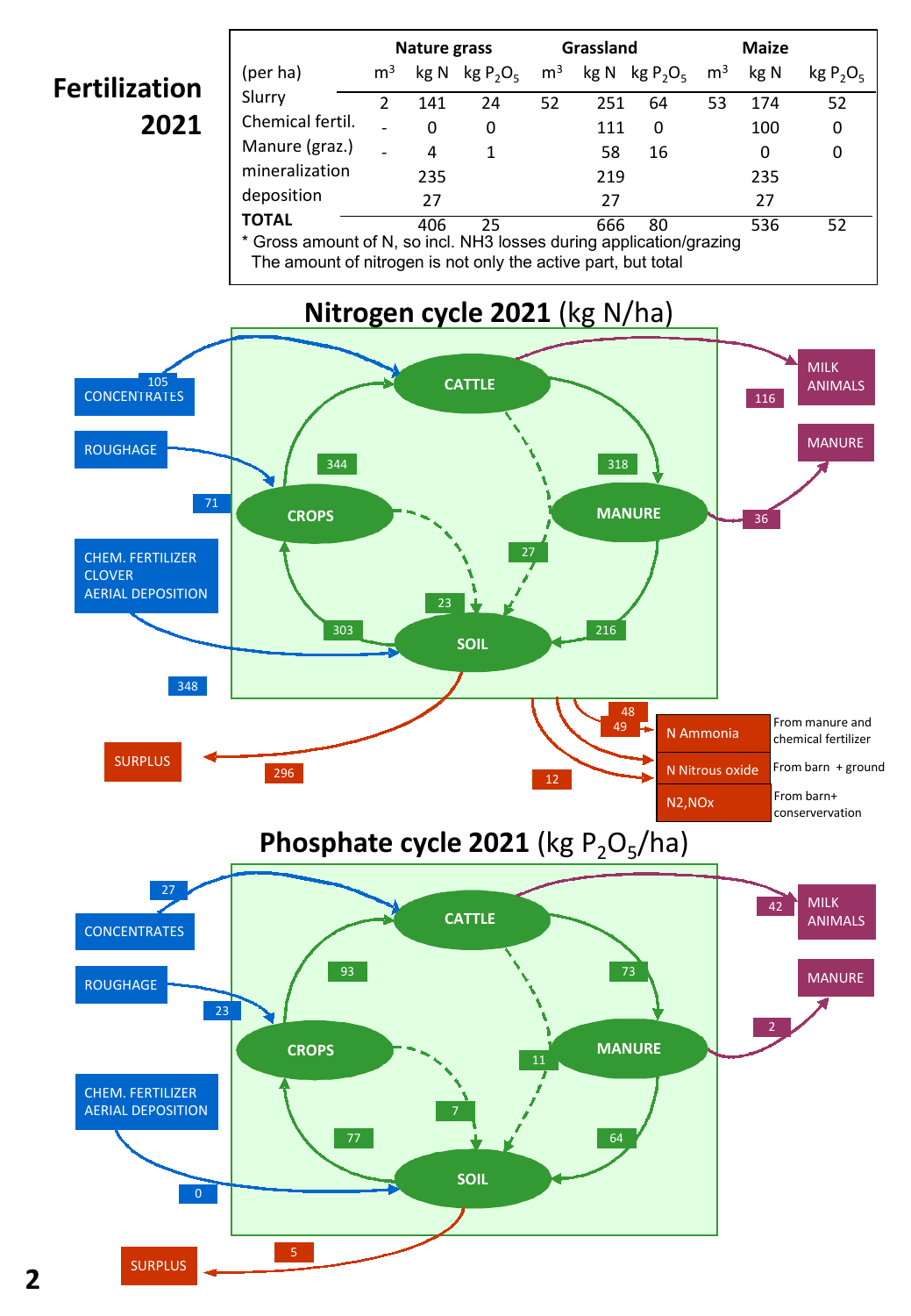# Fertilization 2021

| (per ha) | Nature grass $m^3$ | Nature grass kg N | Nature grass kg $P_2O_5$ | Grassland $m^3$ | Grassland kg N | Grassland kg $P_2O_5$ | Maize $m^3$ | Maize kg N | Maize kg $P_2O_5$ |
|---|---|---|---|---|---|---|---|---|---|
| Slurry | 2 | 141 | 24 | 52 | 251 | 64 | 53 | 174 | 52 |
| Chemical fertil. | - | 0 | 0 | | 111 | 0 | | 100 | 0 |
| Manure (graz.) | - | 4 | 1 | | 58 | 16 | | 0 | 0 |
| mineralization | | 235 | | | 219 | | | 235 | |
| deposition | | 27 | | | 27 | | | 27 | |
| **TOTAL** | | 406 | 25 | | 666 | 80 | | 536 | 52 |

\* Gross amount of N, so incl. NH3 losses during application/grazing
The amount of nitrogen is not only the active part, but total

## Nitrogen cycle 2021 (kg N/ha)

CONCENTRATES → CATTLE: 105
ROUGHAGE → CROPS: 71
CHEM. FERTILIZER, CLOVER, AERIAL DEPOSITION → SOIL: 348
CROPS → CATTLE: 344
CATTLE → MANURE: 318
CATTLE → SOIL: 27
CROPS → SOIL: 23
SOIL → CROPS: 303
MANURE → SOIL: 216
CATTLE → MILK ANIMALS: 116
MANURE → MANURE (export): 36
SOIL → SURPLUS: 296

N Ammonia: 48 / 49 — From manure and chemical fertilizer
N Nitrous oxide — From barn + ground
N2,NOx: 12 — From barn+ conservervation

## Phosphate cycle 2021 (kg $P_2O_5$/ha)

CONCENTRATES → CATTLE: 27
ROUGHAGE → CROPS: 23
CHEM. FERTILIZER, AERIAL DEPOSITION → SOIL: 0
CROPS → CATTLE: 93
CATTLE → MANURE: 73
CATTLE → SOIL: 11
CROPS → SOIL: 7
SOIL → CROPS: 77
MANURE → SOIL: 64
CATTLE → MILK ANIMALS: 42
MANURE → MANURE (export): 2
SOIL → SURPLUS: 5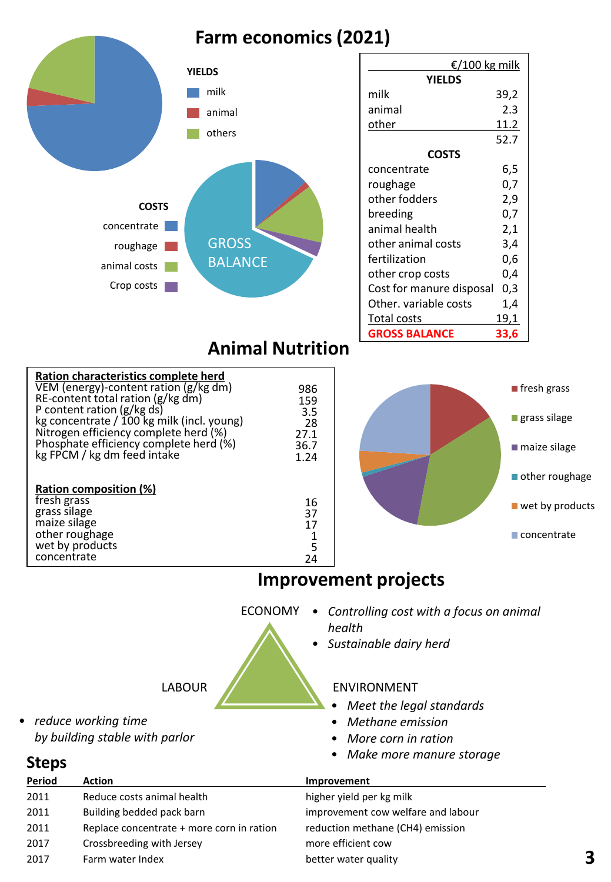# Farm economics (2021)

YIELDS

- milk
- animal
- others

COSTS

- concentrate
- roughage
- animal costs
- Crop costs

GROSS BALANCE

| | €/100 kg milk |
|---|---|
| **YIELDS** | |
| milk | 39,2 |
| animal | 2.3 |
| other | 11.2 |
| | 52.7 |
| **COSTS** | |
| concentrate | 6,5 |
| roughage | 0,7 |
| other fodders | 2,9 |
| breeding | 0,7 |
| animal health | 2,1 |
| other animal costs | 3,4 |
| fertilization | 0,6 |
| other crop costs | 0,4 |
| Cost for manure disposal | 0,3 |
| Other. variable costs | 1,4 |
| Total costs | 19,1 |
| **GROSS BALANCE** | **33,6** |

# Animal Nutrition

| **Ration characteristics complete herd** | |
|---|---|
| VEM (energy)-content ration (g/kg dm) | 986 |
| RE-content total ration (g/kg dm) | 159 |
| P content ration (g/kg ds) | 3.5 |
| kg concentrate / 100 kg milk (incl. young) | 28 |
| Nitrogen efficiency complete herd (%) | 27.1 |
| Phosphate efficiency complete herd (%) | 36.7 |
| kg FPCM / kg dm feed intake | 1.24 |
| | |
| **Ration composition (%)** | |
| fresh grass | 16 |
| grass silage | 37 |
| maize silage | 17 |
| other roughage | 1 |
| wet by products | 5 |
| concentrate | 24 |

- fresh grass
- grass silage
- maize silage
- other roughage
- wet by products
- concentrate

# Improvement projects

ECONOMY

- *Controlling cost with a focus on animal health*
- *Sustainable dairy herd*

LABOUR

- *reduce working time by building stable with parlor*

ENVIRONMENT

- *Meet the legal standards*
- *Methane emission*
- *More corn in ration*
- *Make more manure storage*

## Steps

| Period | Action | Improvement |
|---|---|---|
| 2011 | Reduce costs animal health | higher yield per kg milk |
| 2011 | Building bedded pack barn | improvement cow welfare and labour |
| 2011 | Replace concentrate + more corn in ration | reduction methane ($CH_4$) emission |
| 2017 | Crossbreeding with Jersey | more efficient cow |
| 2017 | Farm water Index | better water quality |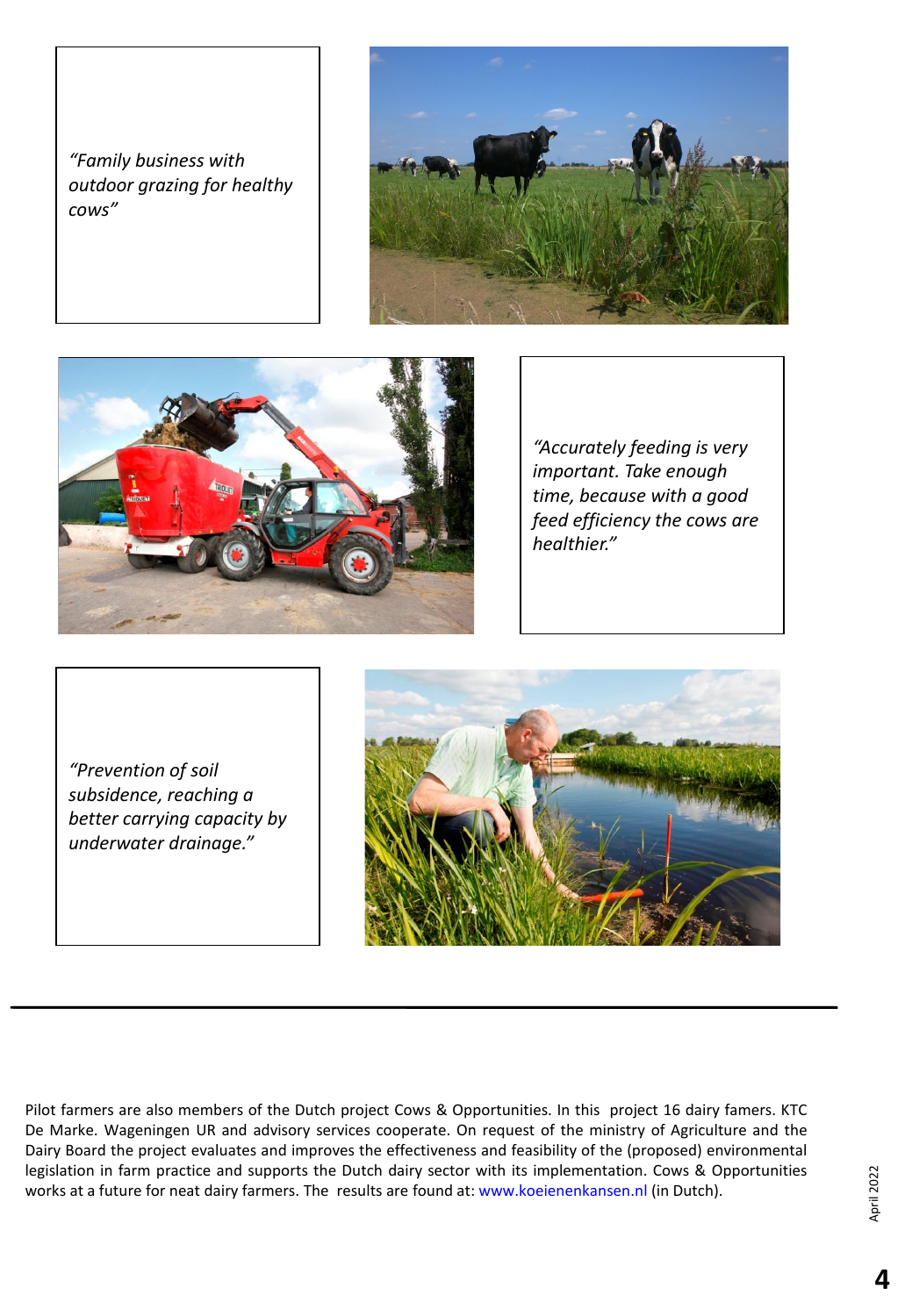*“Family business with outdoor grazing for healthy cows”*

*“Accurately feeding is very important. Take enough time, because with a good feed efficiency the cows are healthier.”*

*“Prevention of soil subsidence, reaching a better carrying capacity by underwater drainage.”*

---

Pilot farmers are also members of the Dutch project Cows & Opportunities. In this project 16 dairy famers. KTC De Marke. Wageningen UR and advisory services cooperate. On request of the ministry of Agriculture and the Dairy Board the project evaluates and improves the effectiveness and feasibility of the (proposed) environmental legislation in farm practice and supports the Dutch dairy sector with its implementation. Cows & Opportunities works at a future for neat dairy farmers. The results are found at: www.koeienenkansen.nl (in Dutch).

April 2022